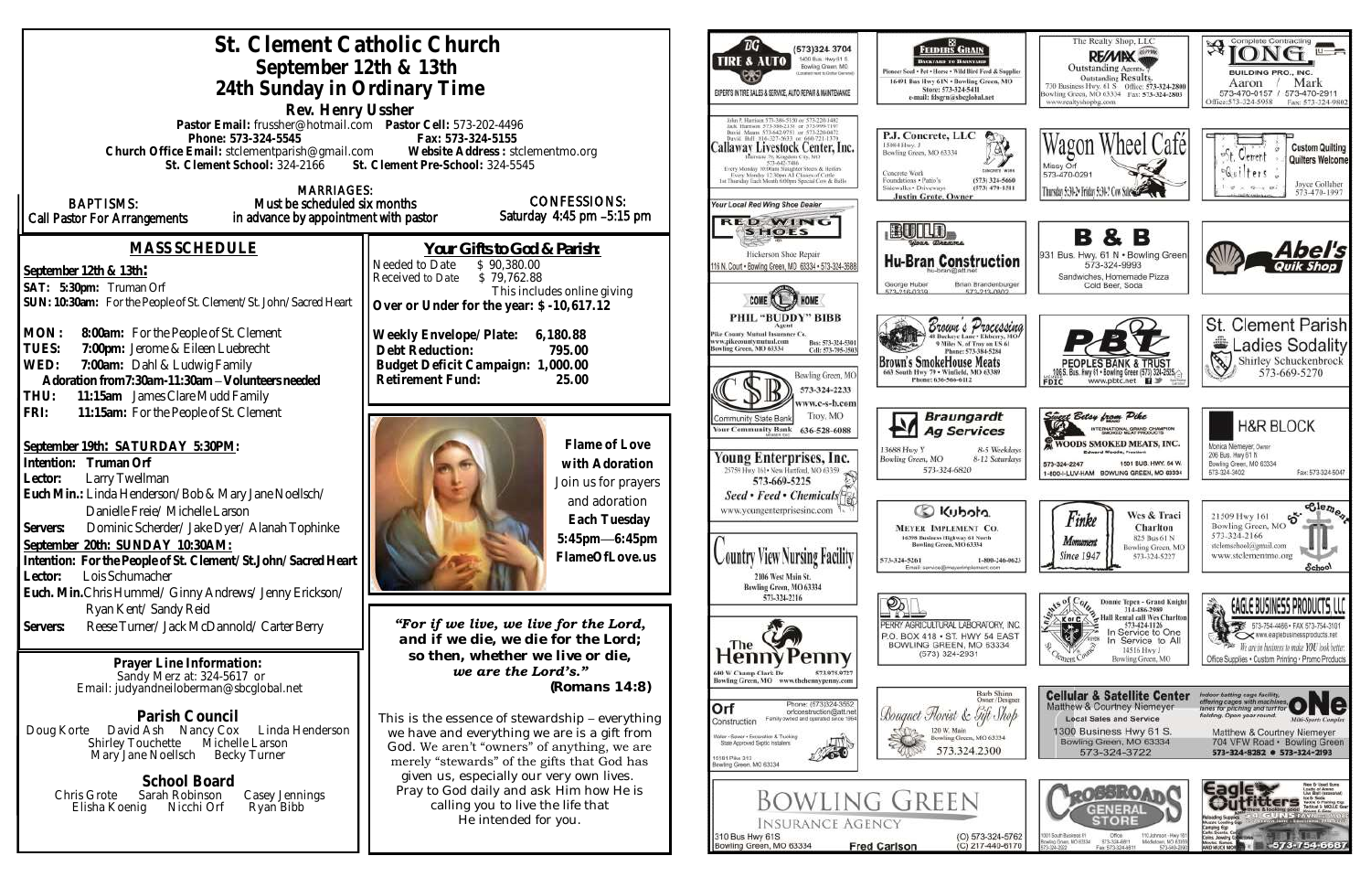# St. Clement Catholic Church

## September 12th & 13th

## 24th Sunday in Ordinary Time

### Rev. Henry Ussher

**Pastor Email:** frussher@hotmail.com **Pastor Cell:** 573-202-4496
**Phone: 573-324-5545** **Fax: 573-324-5155**
**Church Office Email:** stclementparish@gmail.com **Website Address :** stclementmo.org
**St. Clement School:** 324-2166 **St. Clement Pre-School:** 324-5545

**BAPTISMS:** Call Pastor For Arrangements
**MARRIAGES:** Must be scheduled six months in advance by appointment with pastor
**CONFESSIONS:** Saturday 4:45 pm –5:15 pm

## MASS SCHEDULE

**September 12th & 13th:**
**SAT: 5:30pm:** Truman Orf
**SUN: 10:30am:** For the People of St. Clement/St. John/Sacred Heart

**MON: 8:00am:** For the People of St. Clement
**TUES: 7:00pm:** Jerome & Eileen Luebrecht
**WED: 7:00am:** Dahl & Ludwig Family
**Adoration from 7:30am-11:30am – Volunteers needed**
**THU: 11:15am** James Clare Mudd Family
**FRI: 11:15am:** For the People of St. Clement

**September 19th: SATURDAY 5:30PM:**
**Intention:** Truman Orf
**Lector:** Larry Twellman
**Euch Min.:** Linda Henderson/Bob & Mary Jane Noellsch/ Danielle Freie/ Michelle Larson
**Servers:** Dominic Scherder/ Jake Dyer/ Alanah Tophinke
**September 20th: SUNDAY 10:30AM:**
**Intention: For the People of St. Clement/ St.John/ Sacred Heart**
**Lector:** Lois Schumacher
**Euch. Min.** Chris Hummel/ Ginny Andrews/ Jenny Erickson/ Ryan Kent/ Sandy Reid
**Servers:** Reese Turner/ Jack McDannold/ Carter Berry

## Your Gifts to God & Parish:

Needed to Date $ 90,380.00
Received to Date $ 79,762.88
This includes online giving
**Over or Under for the year: $ -10,617.12**

| | |
|---|---|
| **Weekly Envelope/Plate:** | **6,180.88** |
| **Debt Reduction:** | **795.00** |
| **Budget Deficit Campaign:** | **1,000.00** |
| **Retirement Fund:** | **25.00** |

**Flame of Love with Adoration**
Join us for prayers and adoration
**Each Tuesday**
**5:45pm—6:45pm**
**FlameOfLove.us**

***"For if we live, we live for the Lord, and if we die, we die for the Lord; so then, whether we live or die, we are the Lord's."***
**(Romans 14:8)**

This is the essence of stewardship – everything we have and everything we are is a gift from God. We aren't "owners" of anything, we are merely "stewards" of the gifts that God has given us, especially our very own lives. Pray to God daily and ask Him how He is calling you to live the life that He intended for you.

### Prayer Line Information:

Sandy Merz at: 324-5617 or
Email: judyandneiloberman@sbcglobal.net

### Parish Council

Doug Korte David Ash Nancy Cox Linda Henderson
Shirley Touchette Michelle Larson
Mary Jane Noellsch Becky Turner

### School Board

Chris Grote Sarah Robinson Casey Jennings
Elisha Koenig Nicchi Orf Ryan Bibb

---

**BG Tire & Auto** (573)324-3704 1400 Bus. Hwy 61 S, Bowling Green, MO. Experts in tire sales & service, auto repair & maintenance

**Feeders Grain** — Backyard to Barnyard. Pioneer Seed • Pet • Horse • Wild Bird Feed & Supplies. 16491 Bus Hwy 61N • Bowling Green, MO. Store: 573-324-5411. e-mail: fdsgrn@sbcglobal.net

**The Realty Shop, LLC — RE/MAX** Outstanding Agents. Outstanding Results. 730 Business Hwy. 61 S Office: 573-324-2800. Bowling Green, MO 63334 Fax: 573-324-2803. www.realtyshopbg.com

**Complete Contracting — Long Building Pro., Inc.** Aaron 573-470-0157 / Mark 573-470-2911. Office: 573-324-5958 Fax: 573-324-9802

**Callaway Livestock Center, Inc.** Interstate 70, Kingdom City, MO. 573-642-7486. Every Monday 10:00am Slaughter Steers & Heifers. Every Monday 12:30pm All Classes of Cattle. 1st Thursday Each Month 6:00pm Special Cow & Bulls

**P.J. Concrete, LLC** 15084 Hwy. J, Bowling Green, MO 63334. Concrete Work, Foundations • Patio's, Sidewalks • Driveways. (573) 324-5660, (573) 470-1511. Justin Grote, Owner

**Wagon Wheel Café** Missy Orf 573-470-0291. Thursday 5:30-2 • Friday 5:30-2 • Sat. 5:30-1

**St. Clement Quilters** Custom Quilting, Quilters Welcome. Joyce Colliver 573-470-1997

**Your Local Red Wing Shoe Dealer — Red Wing Shoes** Hickerson Shoe Repair. 116 N. Court • Bowling Green, MO 63334 • 573-324-3688

**Build Your Dreams — Hu-Bran Construction** hu-bran@att.net. George Huber, Brian Brandenburger

**B & B** 931 Bus. Hwy. 61 N • Bowling Green. 573-324-9993. Sandwiches, Homemade Pizza, Cold Beer, Soda

**Abel's Quik Shop**

**Come Home — Phil "Buddy" Bibb**, Agent. Pike County Mutual Insurance Co. www.pikecountymutual.com. Bowling Green, MO 63334. Bus: 573-324-5301, Cell: 573-795-3503

**Brown's Processing** 43 Buckeye Lane • Eolia, MO. Phone: 573-384-5284. **Brown's SmokeHouse Meats** 663 South Hwy 79 • Winfield, MO 63389. Phone: 636-566-6112

**PBT — Peoples Bank & Trust** 106 S. Bus. Hwy 61 • Bowling Green (573) 324-2525. www.pbtc.net. FDIC

**St. Clement Parish Ladies Sodality** Shirley Schuckenbrock 573-669-5270

**Community State Bank** Bowling Green, MO 573-324-2233. www.c-s-b.com. Troy, MO 636-528-6088. Your Community Bank

**Braungardt Ag Services** 13688 Hwy Y, Bowling Green, MO. 8-5 Weekdays, 8-12 Saturdays. 573-324-6820

**Sweet Betsy from Pike — Woods Smoked Meats, Inc.** International Grand Champion Smoked Meat Products. Edward Woods, President. 573-324-2247, 1501 Bus. Hwy. 54 W., Bowling Green, MO 63334. 1-800-I-LUV-HAM

**H&R Block** Monica Niemeyer, Owner. 206 Bus. Hwy 61 N, Bowling Green, MO 63334. 573-324-3402 Fax: 573-324-5047

**Young Enterprises, Inc.** 25759 Hwy 161 • New Hartford, MO 63359. 573-669-5225. Seed • Feed • Chemicals. www.youngenterprisesinc.com

**Kubota — Meyer Implement Co.** 16398 Business Highway 61 North, Bowling Green, MO 63334. 573-324-5261, 1-800-246-0623. Email: service@meyerimplement.com

**Finke Monument** Since 1947. Wes & Traci Charlton. 825 Bus 61 N, Bowling Green, MO. 573-324-5227

**St. Clement School** 21509 Hwy 161, Bowling Green, MO. 573-324-2166. stclemschool@gmail.com. www.stclementmo.org

**Country View Nursing Facility** 2106 West Main St., Bowling Green, MO 63334. 573-324-2216

**Perry Agricultural Laboratory, Inc.** P.O. Box 418 • St. Hwy 54 East, Bowling Green, MO 63334. (573) 324-2931

**Knights of Columbus, St. Clement Council** Donnie Tepen - Grand Knight 314-486-2989. Hall Rental call Wes Charlton 573-424-1126. In Service to One, In Service to All. 14516 Hwy J, Bowling Green, MO

**Eagle Business Products, LLC** 573-754-4486 • Fax 573-754-3101. www.eaglebusinessproducts.net. We are in business to make YOU look better. Office Supplies • Custom Printing • Promo Products

**The Henny Penny** 600 W Champ Clark Dr, Bowling Green, MO. 573.975.0727. www.thehennypenny.com

**Orf Construction** Phone: (573)324-3552. orfconstruction@att.net. Family owned and operated since 1964. Water • Sewer • Excavation & Trucking. State Approved Septic Installers. 15161 Pike 313, Bowling Green, MO 63334

**Bouquet Florist & Gift Shop** Barb Shinn, Owner/Designer. 120 W. Main, Bowling Green, MO 63334. 573.324.2300

**Cellular & Satellite Center** Matthew & Courtney Niemeyer. Local Sales and Service. 1300 Business Hwy 61 S., Bowling Green, MO 63334. 573-324-3722

**ONE Mini-Sports Complex** Indoor batting cage facility, offering cages with machines, lanes for pitching and turf for fielding. Open year round. Matthew & Courtney Niemeyer. 704 VFW Road • Bowling Green. 573-324-8282 • 573-324-2193

**Bowling Green Insurance Agency** 310 Bus Hwy 61S, Bowling Green, MO 63334. Fred Carlson. (O) 573-324-5762, (C) 217-440-6170

**Crossroads General Store** 1001 South Business 61, Bowling Green, MO 63334. Office 573-324-6811, Fax 573-324-6811. 110 Johnson • Hwy 161, Middletown, MO 63359. 573-549-2903

**Eagle Outfitters** Guns, Ammo, Reloading Supplies, Camping Gear, Coins, Jewelry, Collectibles. 573-754-6687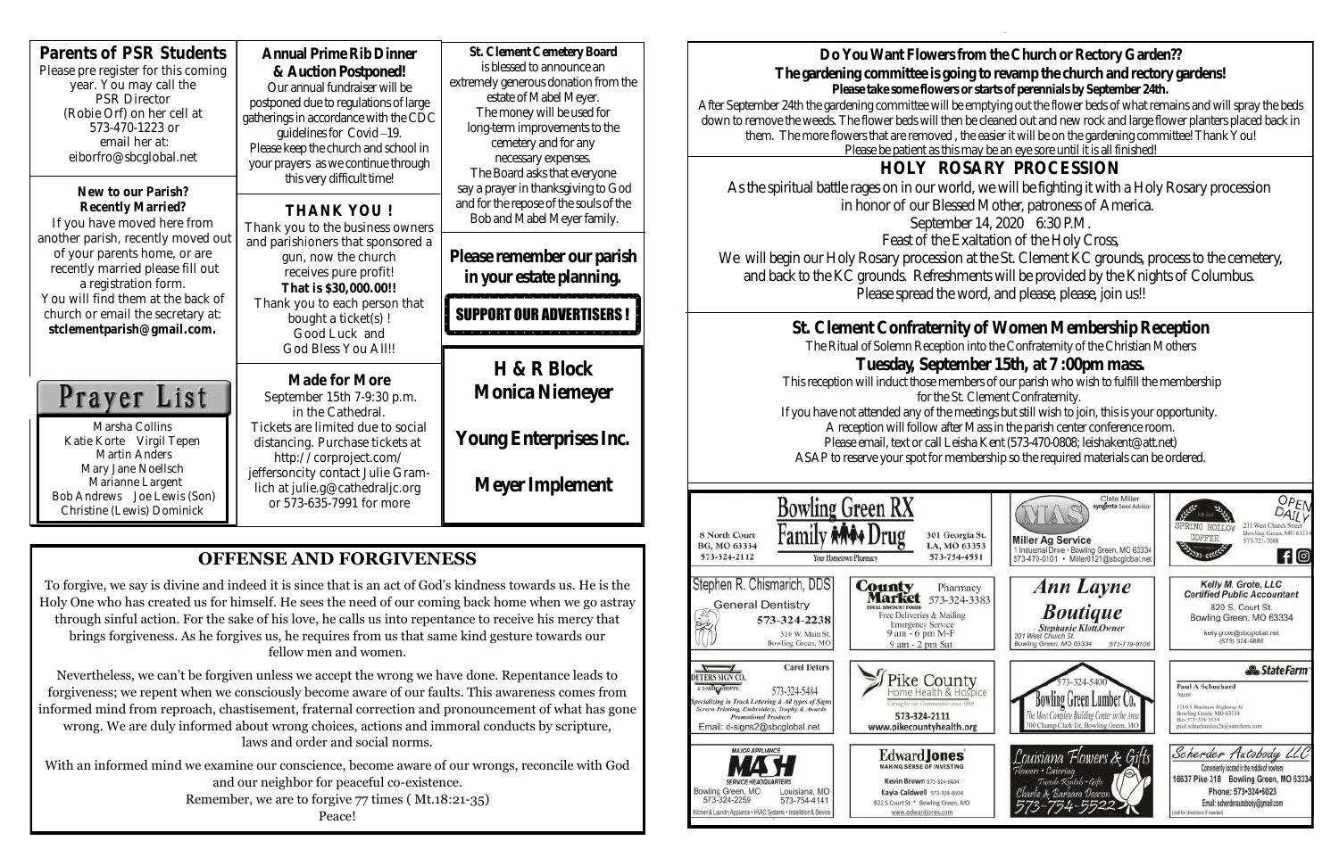## Parents of PSR Students

Please pre register for this coming year. You may call the PSR Director (Robie Orf) on her cell at 573-470-1223 or email her at: eiborfro@sbcglobal.net

### New to our Parish? Recently Married?

If you have moved here from another parish, recently moved out of your parents home, or are recently married please fill out a registration form. You will find them at the back of church or email the secretary at: **stclementparish@gmail.com.**

## Prayer List

Marsha Collins
Katie Korte Virgil Tepen
Martin Anders
Mary Jane Noellsch
Marianne Largent
Bob Andrews Joe Lewis (Son)
Christine (Lewis) Dominick

### Annual Prime Rib Dinner & Auction Postponed!

Our annual fundraiser will be postponed due to regulations of large gatherings in accordance with the CDC guidelines for Covid –19. Please keep the church and school in your prayers as we continue through this very difficult time!

### THANK YOU !

Thank you to the business owners and parishioners that sponsored a gun, now the church receives pure profit! **That is $30,000.00!!** Thank you to each person that bought a ticket(s) ! Good Luck and God Bless You All!!

### Made for More

September 15th 7-9:30 p.m. in the Cathedral. Tickets are limited due to social distancing. Purchase tickets at http://corproject.com/jeffersoncity contact Julie Gramlich at julie.g@cathedraljc.org or 573-635-7991 for more

**St. Clement Cemetery Board** is blessed to announce an extremely generous donation from the estate of Mabel Meyer. The money will be used for long-term improvements to the cemetery and for any necessary expenses. The Board asks that everyone say a prayer in thanksgiving to God and for the repose of the souls of the Bob and Mabel Meyer family.

**Please remember our parish in your estate planning.**

**SUPPORT OUR ADVERTISERS !**

**H & R Block**
**Monica Niemeyer**

**Young Enterprises Inc.**

**Meyer Implement**

## OFFENSE AND FORGIVENESS

To forgive, we say is divine and indeed it is since that is an act of God's kindness towards us. He is the Holy One who has created us for himself. He sees the need of our coming back home when we go astray through sinful action. For the sake of his love, he calls us into repentance to receive his mercy that brings forgiveness. As he forgives us, he requires from us that same kind gesture towards our fellow men and women.

Nevertheless, we can't be forgiven unless we accept the wrong we have done. Repentance leads to forgiveness; we repent when we consciously become aware of our faults. This awareness comes from informed mind from reproach, chastisement, fraternal correction and pronouncement of what has gone wrong. We are duly informed about wrong choices, actions and immoral conducts by scripture, laws and order and social norms.

With an informed mind we examine our conscience, become aware of our wrongs, reconcile with God and our neighbor for peaceful co-existence.
Remember, we are to forgive 77 times ( Mt.18:21-35)
Peace!

### Do You Want Flowers from the Church or Rectory Garden??
### The gardening committee is going to revamp the church and rectory gardens!

**Please take some flowers or starts of perennials by September 24th.**

After September 24th the gardening committee will be emptying out the flower beds of what remains and will spray the beds down to remove the weeds. The flower beds will then be cleaned out and new rock and large flower planters placed back in them. The more flowers that are removed , the easier it will be on the gardening committee! Thank You! Please be patient as this may be an eye sore until it is all finished!

## HOLY ROSARY PROCESSION

As the spiritual battle rages on in our world, we will be fighting it with a Holy Rosary procession in honor of our Blessed Mother, patroness of America.
September 14, 2020 6:30 P.M.
Feast of the Exaltation of the Holy Cross,
We will begin our Holy Rosary procession at the St. Clement KC grounds, process to the cemetery, and back to the KC grounds. Refreshments will be provided by the Knights of Columbus. Please spread the word, and please, please, join us!!

## St. Clement Confraternity of Women Membership Reception

The Ritual of Solemn Reception into the Confraternity of the Christian Mothers

### Tuesday, September 15th, at 7:00pm mass.

This reception will induct those members of our parish who wish to fulfill the membership for the St. Clement Confraternity.
If you have not attended any of the meetings but still wish to join, this is your opportunity.
A reception will follow after Mass in the parish center conference room.
Please email, text or call Leisha Kent (573-470-0808; leishakent@att.net) ASAP to reserve your spot for membership so the required materials can be ordered.

Bowling Green RX Family Drug — Your Hometown Pharmacy
8 North Court, BG, MO 63334, 573-324-2112
301 Georgia St., LA, MO 63353, 573-754-4551

MAS — Clete Miller, syngenta Seed Advisor
Miller Ag Service
1 Industrial Drive • Bowling Green, MO 63334
573-470-0101 • Miller0121@sbcglobal.net

Spring Hollow Coffee — Open Daily
211 West Church Street, Bowling Green, MO 63334
573-721-7088

Stephen R. Chismarich, DDS
General Dentistry
573-324-2238
310 W. Main St., Bowling Green, MO

County Market — Pharmacy 573-324-3383
Free Deliveries & Mailing
Emergency Service
9 am - 6 pm M-F
9 am - 2 pm Sat

Ann Layne Boutique
Stephanie Klott, Owner
201 West Church St., Bowling Green, MO 63334, 573-719-9108

Kelly M. Grote, LLC
Certified Public Accountant
820 S. Court St.
Bowling Green, MO 63334
kelly.grote@sbcglobal.net
(573) 324-6885

Deters Sign Co. — Carol Deters
573-324-5484
Specializing in Truck Lettering & All types of Signs
Screen Printing, Embroidery, Trophy & Awards
Promotional Products
Email: d-signs2@sbcglobal.net

Pike County Home Health & Hospice
Caring for our Communities since 1969
573-324-2111
www.pikecountyhealth.org

Bowling Green Lumber Co.
573-324-5400
The Most Complete Building Center in the Area
700 Champ Clark Dr, Bowling Green, MO

State Farm
Paul A Schuchard, Agent
1310 S Business Highway 61
Bowling Green, MO 63334
paul.schuchardan2b@statefarm.com

Major Appliance — MASH Service Headquarters
Bowling Green, MO 573-324-2259
Louisiana, MO 573-754-4141
Kitchen & Laundry Appliance • HVAC Systems • Installation & Service

Edward Jones — Making Sense of Investing
Kevin Brown 573-324-6604
Kayla Caldwell 573-324-6604
822 S Court St • Bowling Green, MO
www.edwardjones.com

Louisiana Flowers & Gifts
Flowers • Catering • Tuxedo Rentals • Gifts
Charlie & Barbara Deason
573-754-5522

Scherder Autobody LLC
Conveniently located in the middle of nowhere
16637 Pike 318 Bowling Green, MO 63334
Phone: 573•324•6023
Email: scherderautobody@gmail.com
(call for directions if needed)